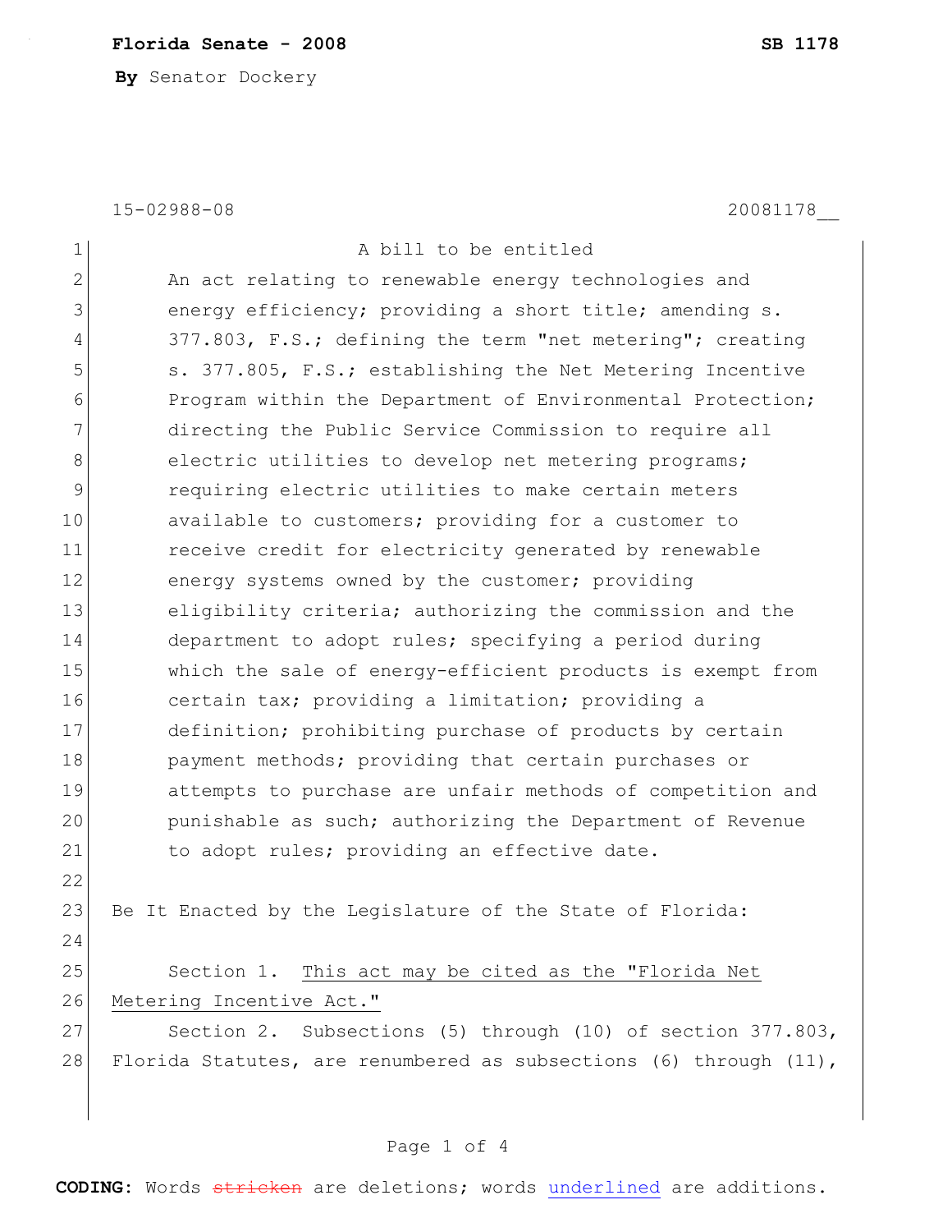**Florida Senate - 2008** **SB 1178**

**By** Senator Dockery

15-02988-08 20081178__

A bill to be entitled

An act relating to renewable energy technologies and energy efficiency; providing a short title; amending s. 377.803, F.S.; defining the term "net metering"; creating s. 377.805, F.S.; establishing the Net Metering Incentive Program within the Department of Environmental Protection; directing the Public Service Commission to require all electric utilities to develop net metering programs; requiring electric utilities to make certain meters available to customers; providing for a customer to receive credit for electricity generated by renewable energy systems owned by the customer; providing eligibility criteria; authorizing the commission and the department to adopt rules; specifying a period during which the sale of energy-efficient products is exempt from certain tax; providing a limitation; providing a definition; prohibiting purchase of products by certain payment methods; providing that certain purchases or attempts to purchase are unfair methods of competition and punishable as such; authorizing the Department of Revenue to adopt rules; providing an effective date.

Be It Enacted by the Legislature of the State of Florida:

Section 1. <u>This act may be cited as the "Florida Net Metering Incentive Act."</u>

Section 2. Subsections (5) through (10) of section 377.803, Florida Statutes, are renumbered as subsections (6) through (11),

**CODING:** Words ~~stricken~~ are deletions; words <u>underlined</u> are additions.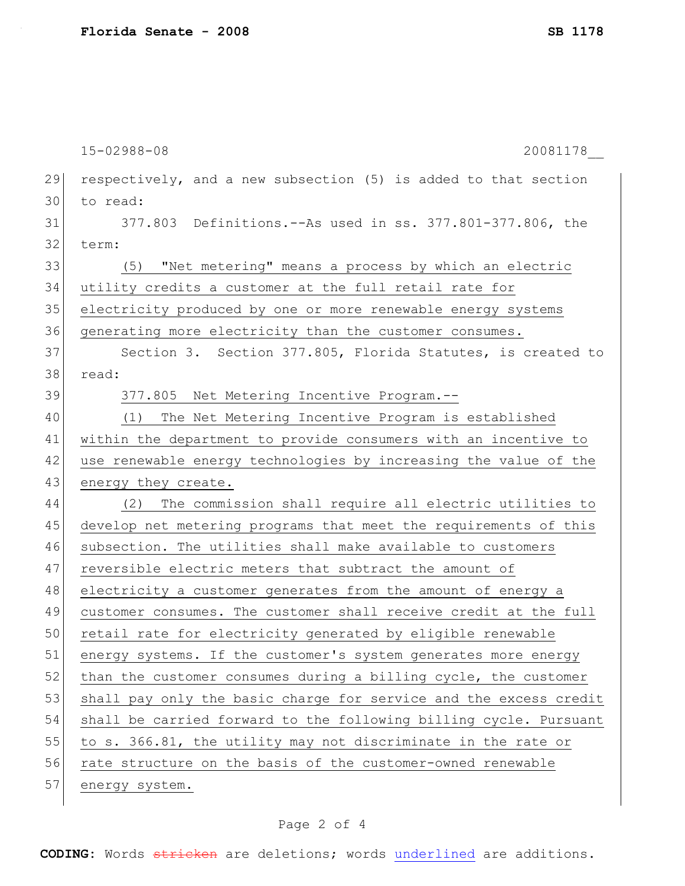respectively, and a new subsection (5) is added to that section to read:

377.803 Definitions.--As used in ss. 377.801-377.806, the term:

(5) "Net metering" means a process by which an electric utility credits a customer at the full retail rate for electricity produced by one or more renewable energy systems generating more electricity than the customer consumes.

Section 3. Section 377.805, Florida Statutes, is created to read:

377.805 Net Metering Incentive Program.--

(1) The Net Metering Incentive Program is established within the department to provide consumers with an incentive to use renewable energy technologies by increasing the value of the energy they create.

(2) The commission shall require all electric utilities to develop net metering programs that meet the requirements of this subsection. The utilities shall make available to customers reversible electric meters that subtract the amount of electricity a customer generates from the amount of energy a customer consumes. The customer shall receive credit at the full retail rate for electricity generated by eligible renewable energy systems. If the customer's system generates more energy than the customer consumes during a billing cycle, the customer shall pay only the basic charge for service and the excess credit shall be carried forward to the following billing cycle. Pursuant to s. 366.81, the utility may not discriminate in the rate or rate structure on the basis of the customer-owned renewable energy system.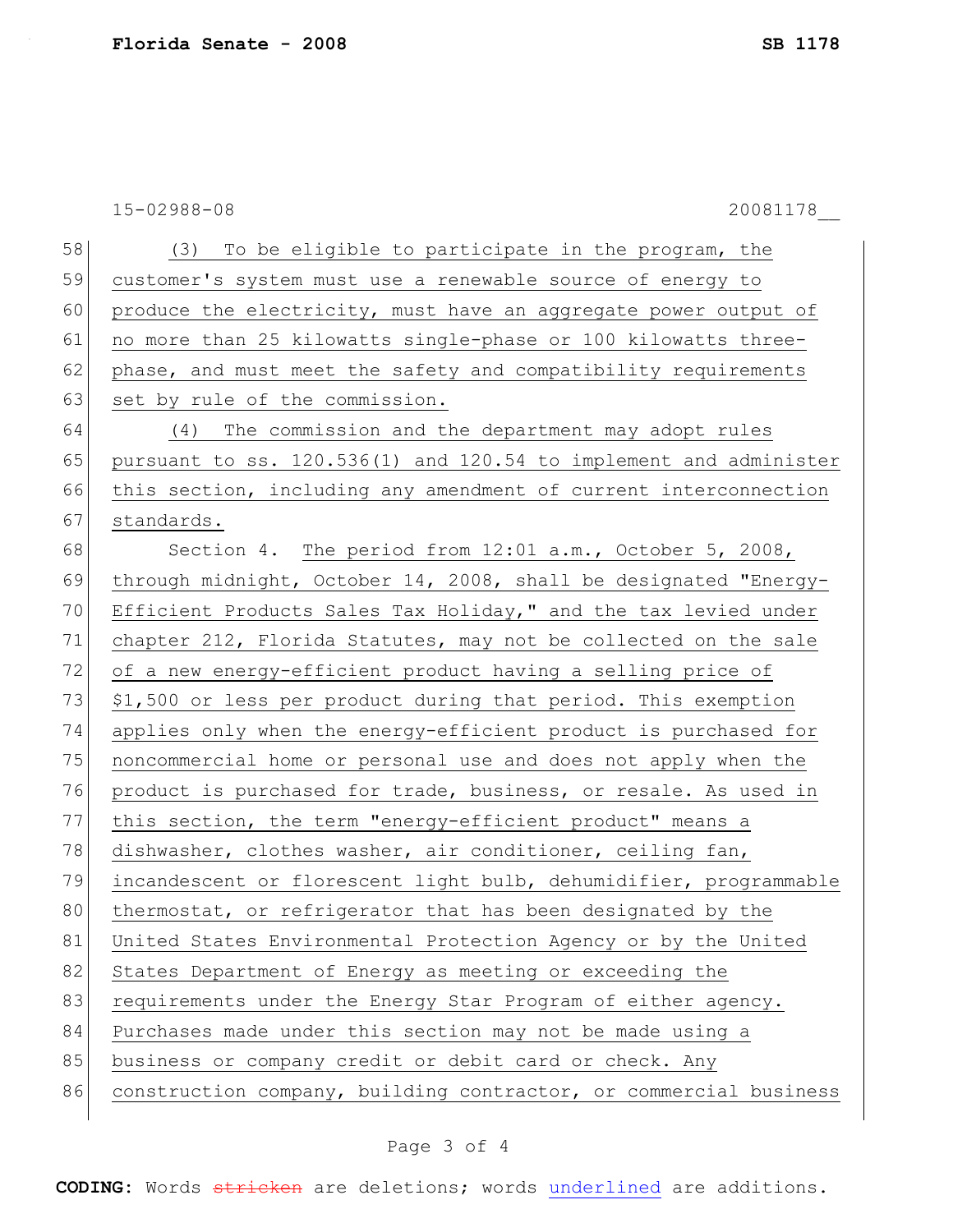15-02988-08 20081178__

(3) To be eligible to participate in the program, the customer's system must use a renewable source of energy to produce the electricity, must have an aggregate power output of no more than 25 kilowatts single-phase or 100 kilowatts three-phase, and must meet the safety and compatibility requirements set by rule of the commission.

(4) The commission and the department may adopt rules pursuant to ss. 120.536(1) and 120.54 to implement and administer this section, including any amendment of current interconnection standards.

Section 4. The period from 12:01 a.m., October 5, 2008, through midnight, October 14, 2008, shall be designated "Energy-Efficient Products Sales Tax Holiday," and the tax levied under chapter 212, Florida Statutes, may not be collected on the sale of a new energy-efficient product having a selling price of $1,500 or less per product during that period. This exemption applies only when the energy-efficient product is purchased for noncommercial home or personal use and does not apply when the product is purchased for trade, business, or resale. As used in this section, the term "energy-efficient product" means a dishwasher, clothes washer, air conditioner, ceiling fan, incandescent or florescent light bulb, dehumidifier, programmable thermostat, or refrigerator that has been designated by the United States Environmental Protection Agency or by the United States Department of Energy as meeting or exceeding the requirements under the Energy Star Program of either agency. Purchases made under this section may not be made using a business or company credit or debit card or check. Any construction company, building contractor, or commercial business

**CODING:** Words ~~stricken~~ are deletions; words underlined are additions.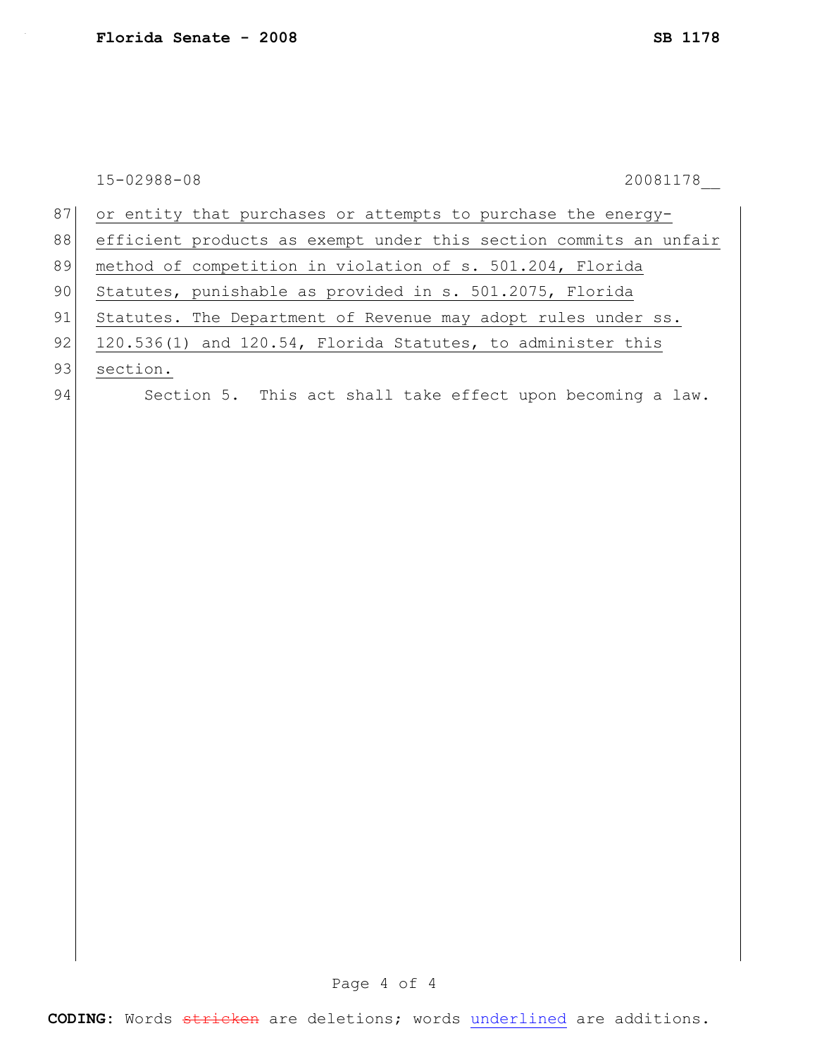15-02988-08 20081178__

87 or entity that purchases or attempts to purchase the energy-
88 efficient products as exempt under this section commits an unfair
89 method of competition in violation of s. 501.204, Florida
90 Statutes, punishable as provided in s. 501.2075, Florida
91 Statutes. The Department of Revenue may adopt rules under ss.
92 120.536(1) and 120.54, Florida Statutes, to administer this
93 section.
94 Section 5. This act shall take effect upon becoming a law.

**CODING:** Words stricken are deletions; words underlined are additions.